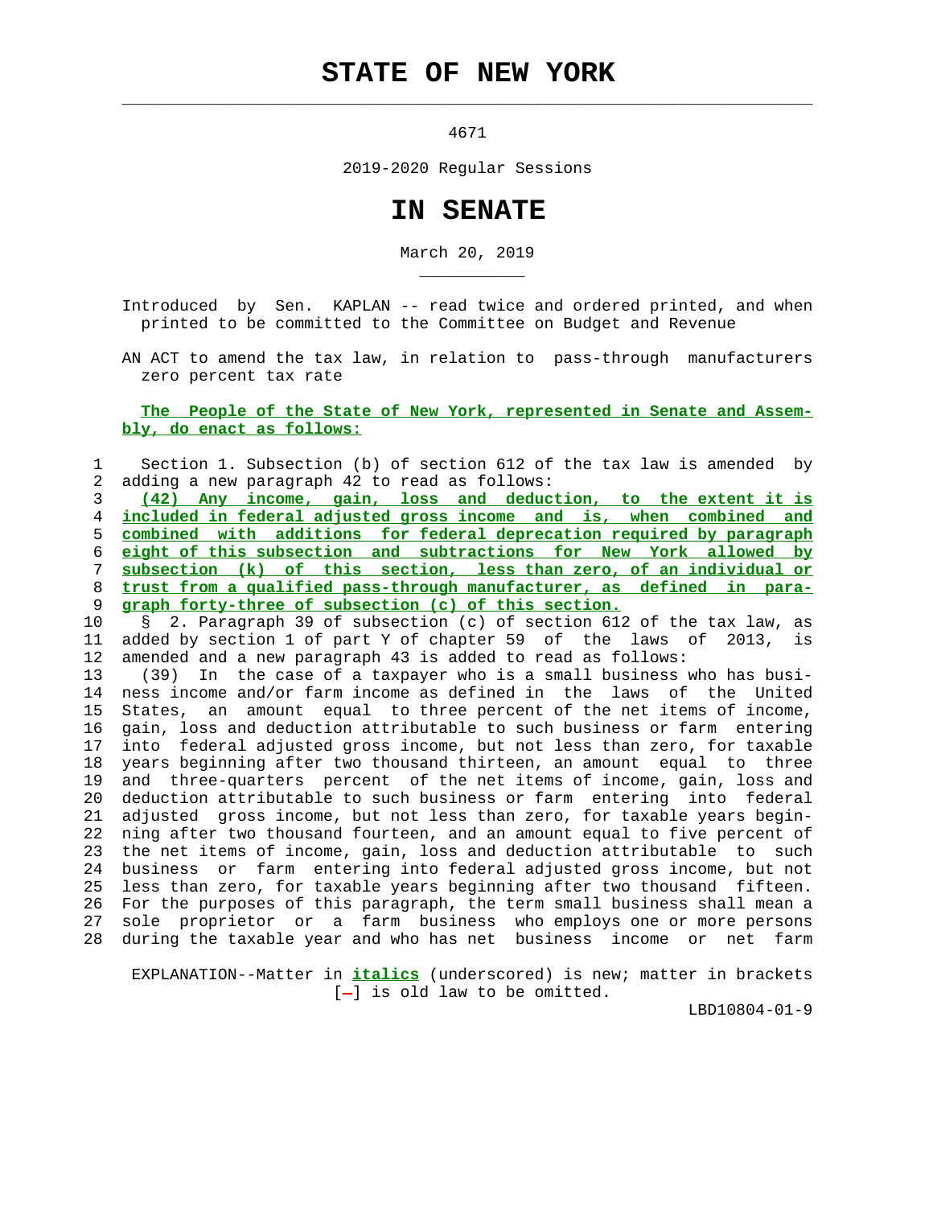# STATE OF NEW YORK

4671

2019-2020 Regular Sessions

# IN SENATE

March 20, 2019

Introduced by Sen. KAPLAN -- read twice and ordered printed, and when printed to be committed to the Committee on Budget and Revenue

AN ACT to amend the tax law, in relation to pass-through manufacturers zero percent tax rate

**The People of the State of New York, represented in Senate and Assembly, do enact as follows:**

1 Section 1. Subsection (b) of section 612 of the tax law is amended by
2 adding a new paragraph 42 to read as follows:
3 **(42) Any income, gain, loss and deduction, to the extent it is**
4 **included in federal adjusted gross income and is, when combined and**
5 **combined with additions for federal deprecation required by paragraph**
6 **eight of this subsection and subtractions for New York allowed by**
7 **subsection (k) of this section, less than zero, of an individual or**
8 **trust from a qualified pass-through manufacturer, as defined in para-**
9 **graph forty-three of subsection (c) of this section.**
10 § 2. Paragraph 39 of subsection (c) of section 612 of the tax law, as
11 added by section 1 of part Y of chapter 59 of the laws of 2013, is
12 amended and a new paragraph 43 is added to read as follows:
13 (39) In the case of a taxpayer who is a small business who has busi-
14 ness income and/or farm income as defined in the laws of the United
15 States, an amount equal to three percent of the net items of income,
16 gain, loss and deduction attributable to such business or farm entering
17 into federal adjusted gross income, but not less than zero, for taxable
18 years beginning after two thousand thirteen, an amount equal to three
19 and three-quarters percent of the net items of income, gain, loss and
20 deduction attributable to such business or farm entering into federal
21 adjusted gross income, but not less than zero, for taxable years begin-
22 ning after two thousand fourteen, and an amount equal to five percent of
23 the net items of income, gain, loss and deduction attributable to such
24 business or farm entering into federal adjusted gross income, but not
25 less than zero, for taxable years beginning after two thousand fifteen.
26 For the purposes of this paragraph, the term small business shall mean a
27 sole proprietor or a farm business who employs one or more persons
28 during the taxable year and who has net business income or net farm

EXPLANATION--Matter in ***italics*** (underscored) is new; matter in brackets [-] is old law to be omitted.

LBD10804-01-9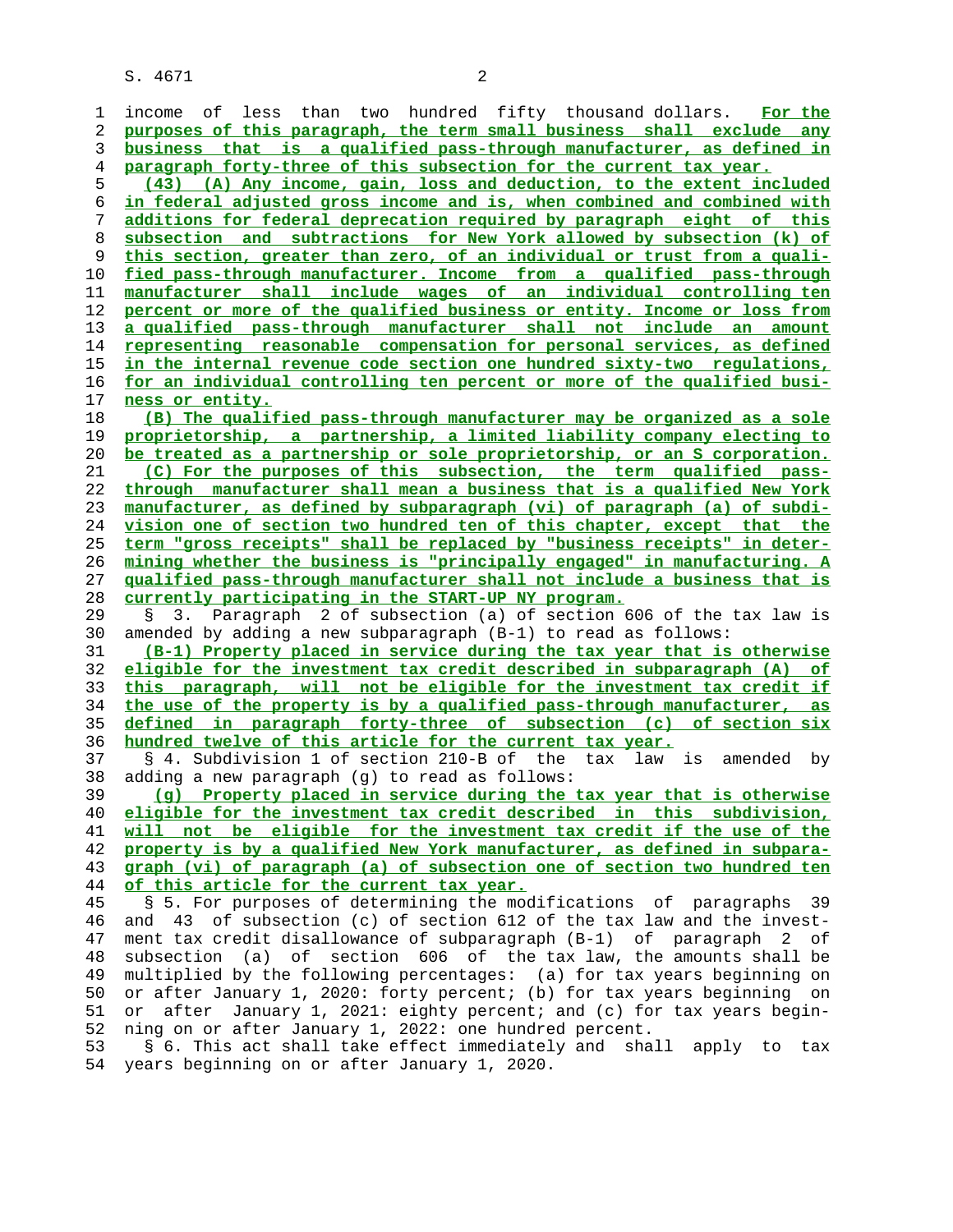income of less than two hundred fifty thousand dollars. For the purposes of this paragraph, the term small business shall exclude any business that is a qualified pass-through manufacturer, as defined in paragraph forty-three of this subsection for the current tax year.

(43) (A) Any income, gain, loss and deduction, to the extent included in federal adjusted gross income and is, when combined and combined with additions for federal deprecation required by paragraph eight of this subsection and subtractions for New York allowed by subsection (k) of this section, greater than zero, of an individual or trust from a qualified pass-through manufacturer. Income from a qualified pass-through manufacturer shall include wages of an individual controlling ten percent or more of the qualified business or entity. Income or loss from a qualified pass-through manufacturer shall not include an amount representing reasonable compensation for personal services, as defined in the internal revenue code section one hundred sixty-two regulations, for an individual controlling ten percent or more of the qualified business or entity.

(B) The qualified pass-through manufacturer may be organized as a sole proprietorship, a partnership, a limited liability company electing to be treated as a partnership or sole proprietorship, or an S corporation.

(C) For the purposes of this subsection, the term qualified pass-through manufacturer shall mean a business that is a qualified New York manufacturer, as defined by subparagraph (vi) of paragraph (a) of subdivision one of section two hundred ten of this chapter, except that the term "gross receipts" shall be replaced by "business receipts" in determining whether the business is "principally engaged" in manufacturing. A qualified pass-through manufacturer shall not include a business that is currently participating in the START-UP NY program.

§ 3. Paragraph 2 of subsection (a) of section 606 of the tax law is amended by adding a new subparagraph (B-1) to read as follows:

(B-1) Property placed in service during the tax year that is otherwise eligible for the investment tax credit described in subparagraph (A) of this paragraph, will not be eligible for the investment tax credit if the use of the property is by a qualified pass-through manufacturer, as defined in paragraph forty-three of subsection (c) of section six hundred twelve of this article for the current tax year.

§ 4. Subdivision 1 of section 210-B of the tax law is amended by adding a new paragraph (g) to read as follows:

(g) Property placed in service during the tax year that is otherwise eligible for the investment tax credit described in this subdivision, will not be eligible for the investment tax credit if the use of the property is by a qualified New York manufacturer, as defined in subparagraph (vi) of paragraph (a) of subsection one of section two hundred ten of this article for the current tax year.

§ 5. For purposes of determining the modifications of paragraphs 39 and 43 of subsection (c) of section 612 of the tax law and the investment tax credit disallowance of subparagraph (B-1) of paragraph 2 of subsection (a) of section 606 of the tax law, the amounts shall be multiplied by the following percentages: (a) for tax years beginning on or after January 1, 2020: forty percent; (b) for tax years beginning on or after January 1, 2021: eighty percent; and (c) for tax years beginning on or after January 1, 2022: one hundred percent.

§ 6. This act shall take effect immediately and shall apply to tax years beginning on or after January 1, 2020.